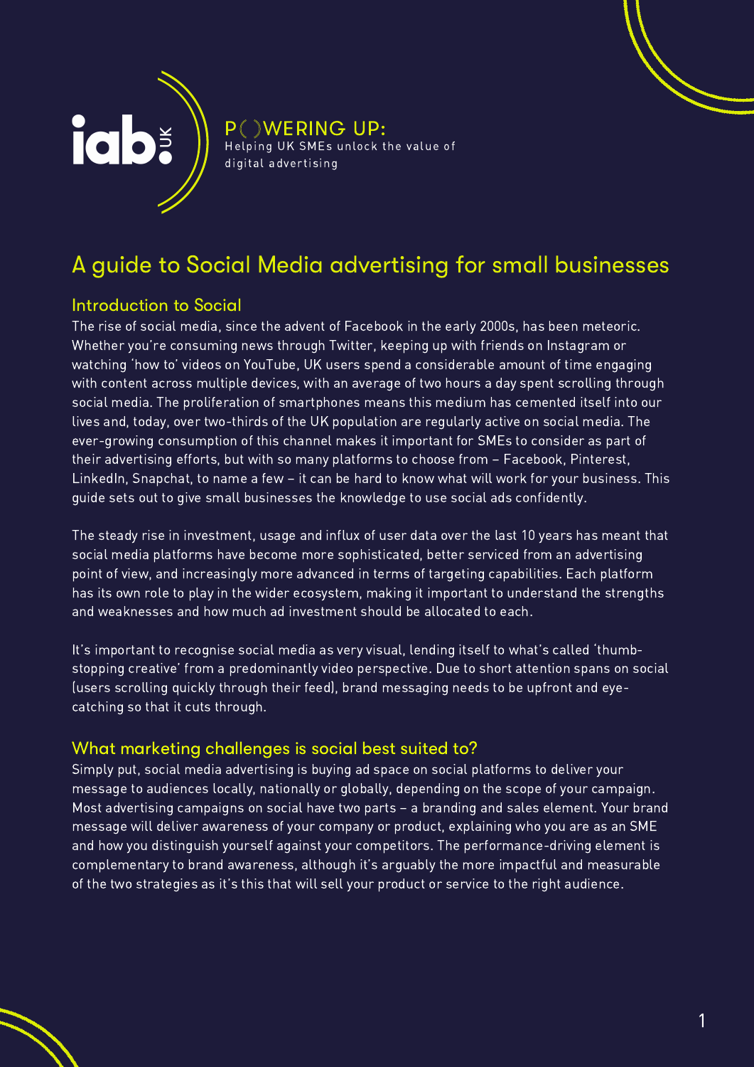iab:UK

P( )WERING UP:
Helping UK SMEs unlock the value of digital advertising

# A guide to Social Media advertising for small businesses

## Introduction to Social

The rise of social media, since the advent of Facebook in the early 2000s, has been meteoric. Whether you're consuming news through Twitter, keeping up with friends on Instagram or watching 'how to' videos on YouTube, UK users spend a considerable amount of time engaging with content across multiple devices, with an average of two hours a day spent scrolling through social media. The proliferation of smartphones means this medium has cemented itself into our lives and, today, over two-thirds of the UK population are regularly active on social media. The ever-growing consumption of this channel makes it important for SMEs to consider as part of their advertising efforts, but with so many platforms to choose from – Facebook, Pinterest, LinkedIn, Snapchat, to name a few – it can be hard to know what will work for your business. This guide sets out to give small businesses the knowledge to use social ads confidently.

The steady rise in investment, usage and influx of user data over the last 10 years has meant that social media platforms have become more sophisticated, better serviced from an advertising point of view, and increasingly more advanced in terms of targeting capabilities. Each platform has its own role to play in the wider ecosystem, making it important to understand the strengths and weaknesses and how much ad investment should be allocated to each.

It's important to recognise social media as very visual, lending itself to what's called 'thumb-stopping creative' from a predominantly video perspective. Due to short attention spans on social (users scrolling quickly through their feed), brand messaging needs to be upfront and eye-catching so that it cuts through.

## What marketing challenges is social best suited to?

Simply put, social media advertising is buying ad space on social platforms to deliver your message to audiences locally, nationally or globally, depending on the scope of your campaign. Most advertising campaigns on social have two parts – a branding and sales element. Your brand message will deliver awareness of your company or product, explaining who you are as an SME and how you distinguish yourself against your competitors. The performance-driving element is complementary to brand awareness, although it's arguably the more impactful and measurable of the two strategies as it's this that will sell your product or service to the right audience.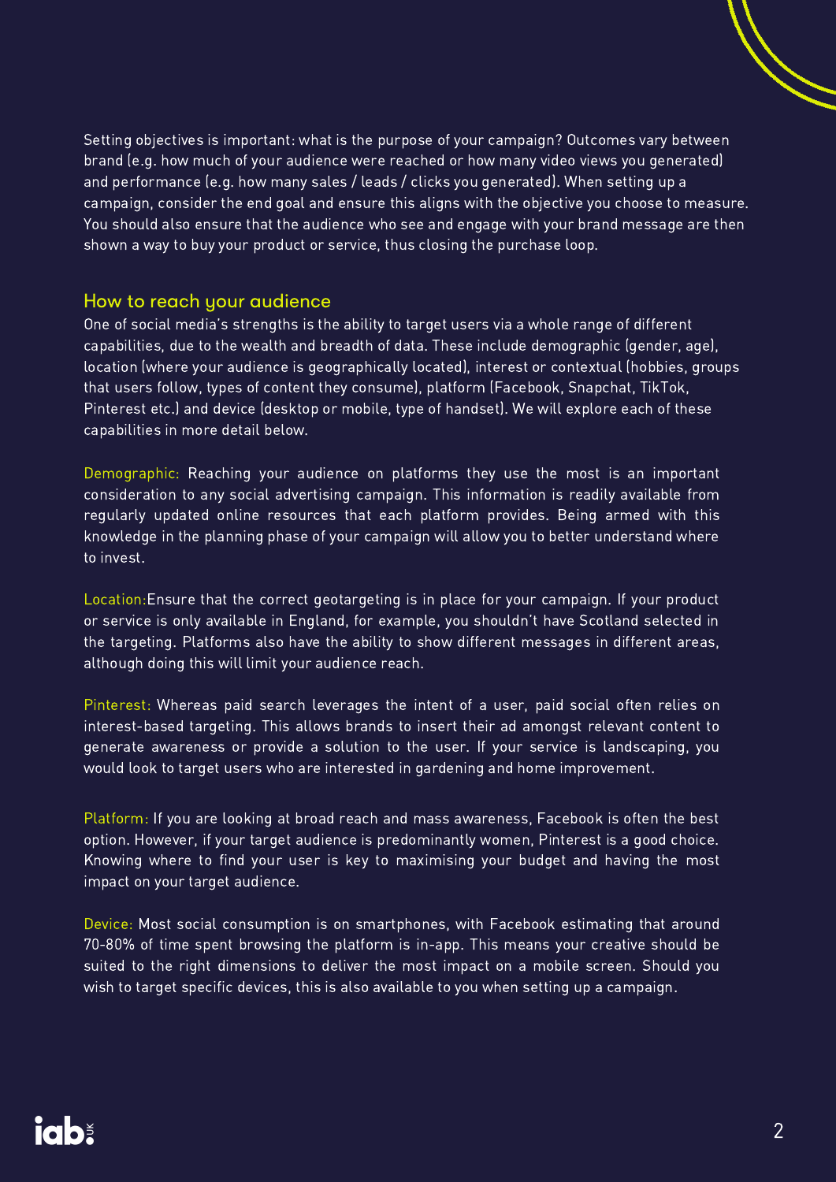Setting objectives is important: what is the purpose of your campaign? Outcomes vary between brand (e.g. how much of your audience were reached or how many video views you generated) and performance (e.g. how many sales / leads / clicks you generated). When setting up a campaign, consider the end goal and ensure this aligns with the objective you choose to measure. You should also ensure that the audience who see and engage with your brand message are then shown a way to buy your product or service, thus closing the purchase loop.

## How to reach your audience

One of social media's strengths is the ability to target users via a whole range of different capabilities, due to the wealth and breadth of data. These include demographic (gender, age), location (where your audience is geographically located), interest or contextual (hobbies, groups that users follow, types of content they consume), platform (Facebook, Snapchat, TikTok, Pinterest etc.) and device (desktop or mobile, type of handset). We will explore each of these capabilities in more detail below.

**Demographic:** Reaching your audience on platforms they use the most is an important consideration to any social advertising campaign. This information is readily available from regularly updated online resources that each platform provides. Being armed with this knowledge in the planning phase of your campaign will allow you to better understand where to invest.

**Location:** Ensure that the correct geotargeting is in place for your campaign. If your product or service is only available in England, for example, you shouldn't have Scotland selected in the targeting. Platforms also have the ability to show different messages in different areas, although doing this will limit your audience reach.

**Pinterest:** Whereas paid search leverages the intent of a user, paid social often relies on interest-based targeting. This allows brands to insert their ad amongst relevant content to generate awareness or provide a solution to the user. If your service is landscaping, you would look to target users who are interested in gardening and home improvement.

**Platform:** If you are looking at broad reach and mass awareness, Facebook is often the best option. However, if your target audience is predominantly women, Pinterest is a good choice. Knowing where to find your user is key to maximising your budget and having the most impact on your target audience.

**Device:** Most social consumption is on smartphones, with Facebook estimating that around 70-80% of time spent browsing the platform is in-app. This means your creative should be suited to the right dimensions to deliver the most impact on a mobile screen. Should you wish to target specific devices, this is also available to you when setting up a campaign.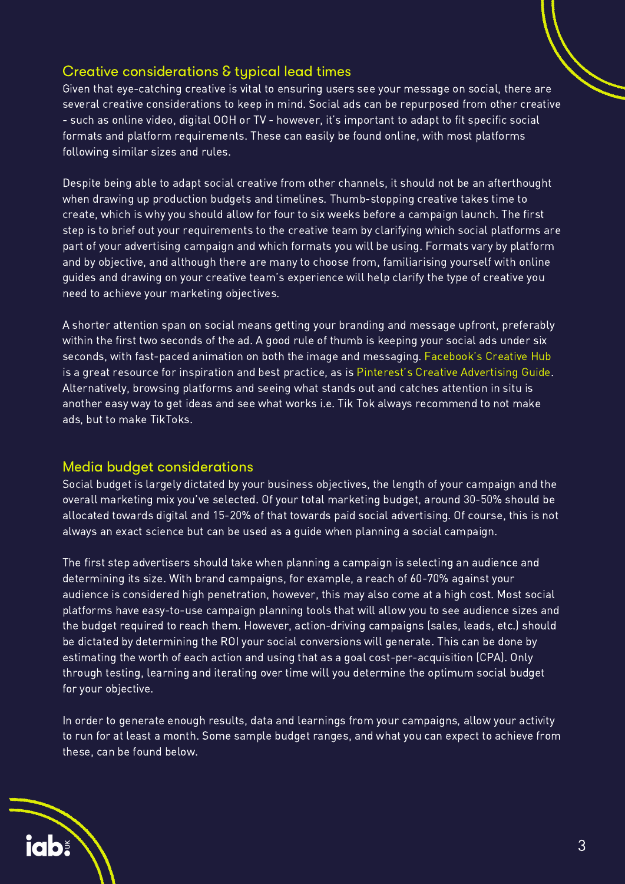## Creative considerations & typical lead times

Given that eye-catching creative is vital to ensuring users see your message on social, there are several creative considerations to keep in mind. Social ads can be repurposed from other creative - such as online video, digital OOH or TV - however, it's important to adapt to fit specific social formats and platform requirements. These can easily be found online, with most platforms following similar sizes and rules.

Despite being able to adapt social creative from other channels, it should not be an afterthought when drawing up production budgets and timelines. Thumb-stopping creative takes time to create, which is why you should allow for four to six weeks before a campaign launch. The first step is to brief out your requirements to the creative team by clarifying which social platforms are part of your advertising campaign and which formats you will be using. Formats vary by platform and by objective, and although there are many to choose from, familiarising yourself with online guides and drawing on your creative team's experience will help clarify the type of creative you need to achieve your marketing objectives.

A shorter attention span on social means getting your branding and message upfront, preferably within the first two seconds of the ad. A good rule of thumb is keeping your social ads under six seconds, with fast-paced animation on both the image and messaging. Facebook's Creative Hub is a great resource for inspiration and best practice, as is Pinterest's Creative Advertising Guide. Alternatively, browsing platforms and seeing what stands out and catches attention in situ is another easy way to get ideas and see what works i.e. Tik Tok always recommend to not make ads, but to make TikToks.

## Media budget considerations

Social budget is largely dictated by your business objectives, the length of your campaign and the overall marketing mix you've selected. Of your total marketing budget, around 30-50% should be allocated towards digital and 15-20% of that towards paid social advertising. Of course, this is not always an exact science but can be used as a guide when planning a social campaign.

The first step advertisers should take when planning a campaign is selecting an audience and determining its size. With brand campaigns, for example, a reach of 60-70% against your audience is considered high penetration, however, this may also come at a high cost. Most social platforms have easy-to-use campaign planning tools that will allow you to see audience sizes and the budget required to reach them. However, action-driving campaigns (sales, leads, etc.) should be dictated by determining the ROI your social conversions will generate. This can be done by estimating the worth of each action and using that as a goal cost-per-acquisition (CPA). Only through testing, learning and iterating over time will you determine the optimum social budget for your objective.

In order to generate enough results, data and learnings from your campaigns, allow your activity to run for at least a month. Some sample budget ranges, and what you can expect to achieve from these, can be found below.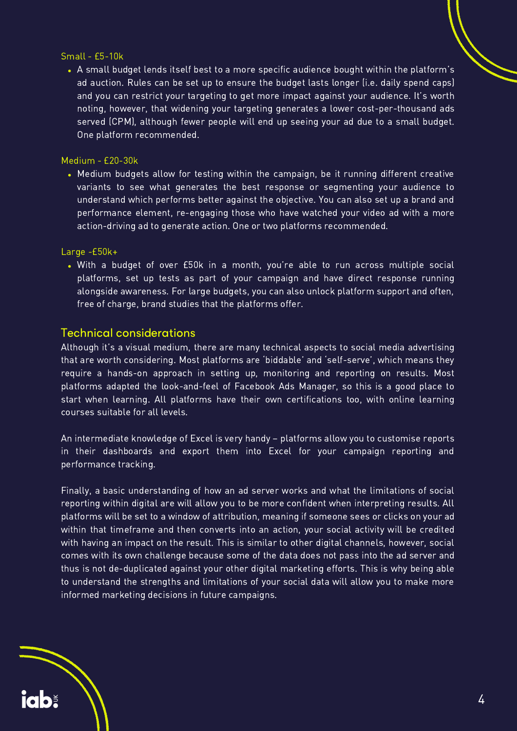Small - £5-10k

- A small budget lends itself best to a more specific audience bought within the platform's ad auction. Rules can be set up to ensure the budget lasts longer (i.e. daily spend caps) and you can restrict your targeting to get more impact against your audience. It's worth noting, however, that widening your targeting generates a lower cost-per-thousand ads served (CPM), although fewer people will end up seeing your ad due to a small budget. One platform recommended.

Medium - £20-30k

- Medium budgets allow for testing within the campaign, be it running different creative variants to see what generates the best response or segmenting your audience to understand which performs better against the objective. You can also set up a brand and performance element, re-engaging those who have watched your video ad with a more action-driving ad to generate action. One or two platforms recommended.

Large -£50k+

- With a budget of over £50k in a month, you're able to run across multiple social platforms, set up tests as part of your campaign and have direct response running alongside awareness. For large budgets, you can also unlock platform support and often, free of charge, brand studies that the platforms offer.

## Technical considerations

Although it's a visual medium, there are many technical aspects to social media advertising that are worth considering. Most platforms are 'biddable' and 'self-serve', which means they require a hands-on approach in setting up, monitoring and reporting on results. Most platforms adapted the look-and-feel of Facebook Ads Manager, so this is a good place to start when learning. All platforms have their own certifications too, with online learning courses suitable for all levels.

An intermediate knowledge of Excel is very handy – platforms allow you to customise reports in their dashboards and export them into Excel for your campaign reporting and performance tracking.

Finally, a basic understanding of how an ad server works and what the limitations of social reporting within digital are will allow you to be more confident when interpreting results. All platforms will be set to a window of attribution, meaning if someone sees or clicks on your ad within that timeframe and then converts into an action, your social activity will be credited with having an impact on the result. This is similar to other digital channels, however, social comes with its own challenge because some of the data does not pass into the ad server and thus is not de-duplicated against your other digital marketing efforts. This is why being able to understand the strengths and limitations of your social data will allow you to make more informed marketing decisions in future campaigns.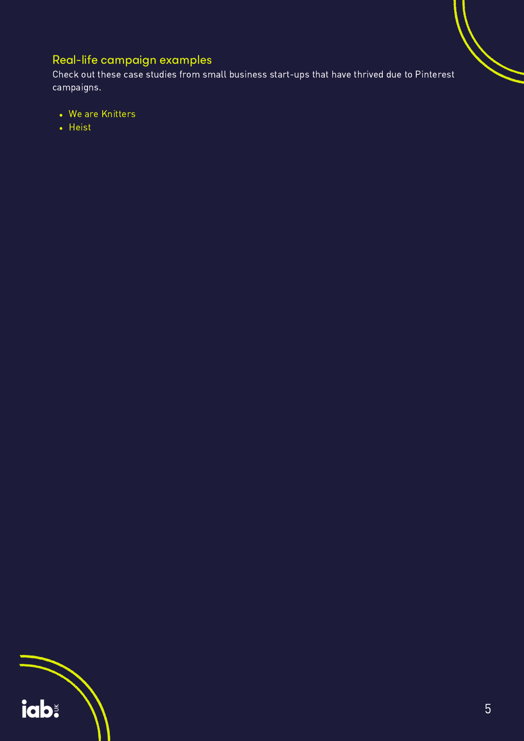## Real-life campaign examples

Check out these case studies from small business start-ups that have thrived due to Pinterest campaigns.

- We are Knitters
- Heist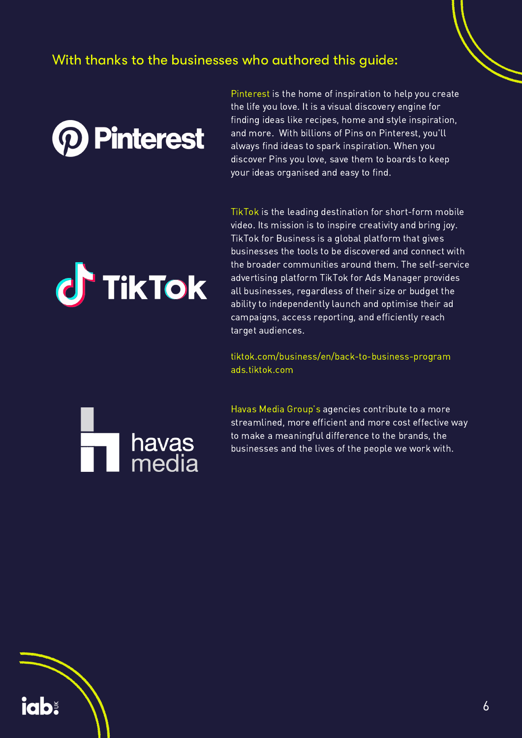## With thanks to the businesses who authored this guide:

Pinterest is the home of inspiration to help you create the life you love. It is a visual discovery engine for finding ideas like recipes, home and style inspiration, and more. With billions of Pins on Pinterest, you'll always find ideas to spark inspiration. When you discover Pins you love, save them to boards to keep your ideas organised and easy to find.

TikTok is the leading destination for short-form mobile video. Its mission is to inspire creativity and bring joy. TikTok for Business is a global platform that gives businesses the tools to be discovered and connect with the broader communities around them. The self-service advertising platform TikTok for Ads Manager provides all businesses, regardless of their size or budget the ability to independently launch and optimise their ad campaigns, access reporting, and efficiently reach target audiences.

tiktok.com/business/en/back-to-business-program
ads.tiktok.com

Havas Media Group's agencies contribute to a more streamlined, more efficient and more cost effective way to make a meaningful difference to the brands, the businesses and the lives of the people we work with.